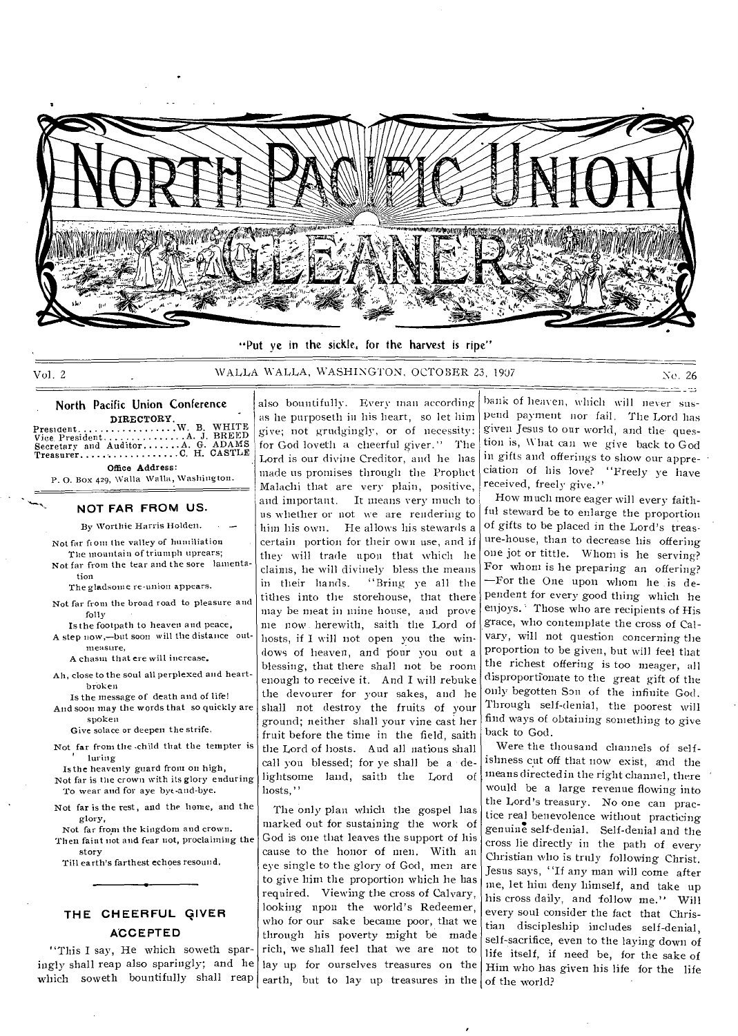# NORTH PACIFIC UNION GLEANER

"Put ye in the sickle, for the harvest is ripe"

Vol. 2 WALLA WALLA, WASHINGTON, OCTOBER 23, 1907 No. 26

## North Pacific Union Conference

**DIRECTORY.**

President..................W. B. WHITE
Vice President...............A. J. BREED
Secretary and Auditor.......A. G. ADAMS
Treasurer..................C. H. CASTLE

**Office Address:**
P. O. Box 429, Walla Walla, Washington.

## NOT FAR FROM US.

By Worthie Harris Holden.

Not far from the valley of humiliation
The mountain of triumph uprears;
Not far from the tear and the sore lamentation
The gladsome re-union appears.

Not far from the broad road to pleasure and folly
Is the footpath to heaven and peace,
A step now,—but soon will the distance outmeasure,
A chasm that ere will increase.

Ah, close to the soul all perplexed and heart-broken
Is the message of death and of life!
And soon may the words that so quickly are spoken
Give solace or deepen the strife.

Not far from the child that the tempter is luring
Is the heavenly guard from on high,
Not far is the crown with its glory enduring
To wear and for aye bye-and-bye.

Not far is the rest, and the home, and the glory,
Not far from the kingdom and crown.
Then faint not and fear not, proclaiming the story
Till earth's farthest echoes resound.

---

## THE CHEERFUL GIVER ACCEPTED

"This I say, He which soweth sparingly shall reap also sparingly; and he which soweth bountifully shall reap also bountifully. Every man according as he purposeth in his heart, so let him give; not grudgingly, or of necessity: for God loveth a cheerful giver." The Lord is our divine Creditor, and he has made us promises through the Prophet Malachi that are very plain, positive, and important. It means very much to us whether or not we are rendering to him his own. He allows his stewards a certain portion for their own use, and if they will trade upon that which he claims, he will divinely bless the means in their hands. "Bring ye all the tithes into the storehouse, that there may be meat in mine house, and prove me now herewith, saith the Lord of hosts, if I will not open you the windows of heaven, and pour you out a blessing, that there shall not be room enough to receive it. And I will rebuke the devourer for your sakes, and he shall not destroy the fruits of your ground; neither shall your vine cast her fruit before the time in the field, saith the Lord of hosts. And all nations shall call you blessed; for ye shall be a delightsome land, saith the Lord of hosts."

The only plan which the gospel has marked out for sustaining the work of God is one that leaves the support of his cause to the honor of men. With an eye single to the glory of God, men are to give him the proportion which he has required. Viewing the cross of Calvary, looking upon the world's Redeemer, who for our sake became poor, that we through his poverty might be made rich, we shall feel that we are not to lay up for ourselves treasures on the earth, but to lay up treasures in the bank of heaven, which will never suspend payment nor fail. The Lord has given Jesus to our world, and the question is, What can we give back to God in gifts and offerings to show our appreciation of his love? "Freely ye have received, freely give."

How much more eager will every faithful steward be to enlarge the proportion of gifts to be placed in the Lord's treasure-house, than to decrease his offering one jot or tittle. Whom is he serving? For whom is he preparing an offering? —For the One upon whom he is dependent for every good thing which he enjoys. Those who are recipients of His grace, who contemplate the cross of Calvary, will not question concerning the proportion to be given, but will feel that the richest offering is too meager, all disproportionate to the great gift of the only begotten Son of the infinite God. Through self-denial, the poorest will find ways of obtaining something to give back to God.

Were the thousand channels of selfishness cut off that now exist, and the means directed in the right channel, there would be a large revenue flowing into the Lord's treasury. No one can practice real benevolence without practicing genuine self-denial. Self-denial and the cross lie directly in the path of every Christian who is truly following Christ. Jesus says, "If any man will come after me, let him deny himself, and take up his cross daily, and follow me." Will every soul consider the fact that Christian discipleship includes self-denial, self-sacrifice, even to the laying down of life itself, if need be, for the sake of Him who has given his life for the life of the world?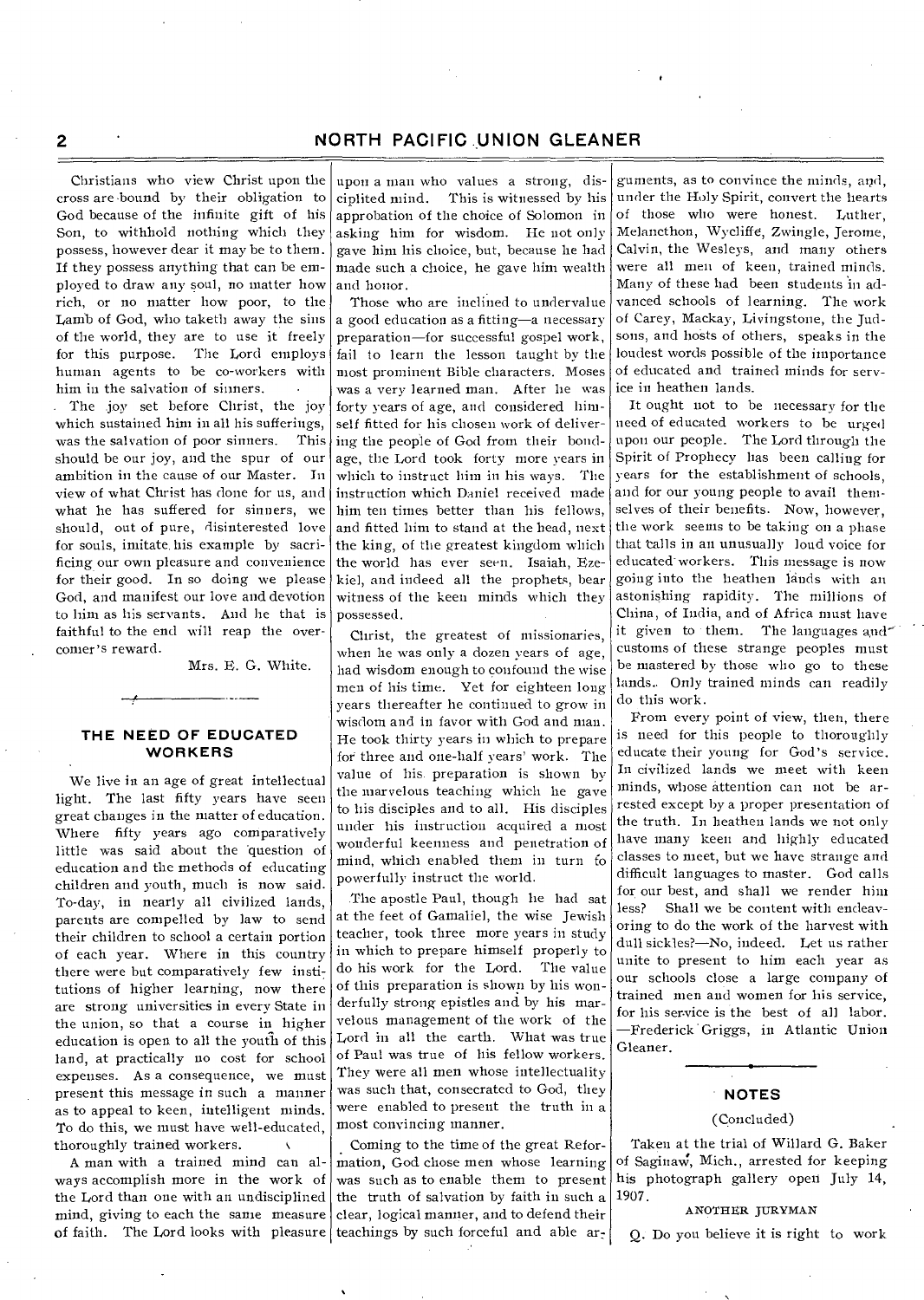Christians who view Christ upon the cross are bound by their obligation to God because of the infinite gift of his Son, to withhold nothing which they possess, however dear it may be to them. If they possess anything that can be employed to draw any soul, no matter how rich, or no matter how poor, to the Lamb of God, who taketh away the sins of the world, they are to use it freely for this purpose. The Lord employs human agents to be co-workers with him in the salvation of sinners.

The joy set before Christ, the joy which sustained him in all his sufferings, was the salvation of poor sinners. This should be our joy, and the spur of our ambition in the cause of our Master. In view of what Christ has done for us, and what he has suffered for sinners, we should, out of pure, disinterested love for souls, imitate his example by sacrificing our own pleasure and convenience for their good. In so doing we please God, and manifest our love and devotion to him as his servants. And he that is faithful to the end will reap the overcomer's reward.

Mrs. E. G. White.

## THE NEED OF EDUCATED WORKERS

We live in an age of great intellectual light. The last fifty years have seen great changes in the matter of education. Where fifty years ago comparatively little was said about the question of education and the methods of educating children and youth, much is now said. To-day, in nearly all civilized lands, parents are compelled by law to send their children to school a certain portion of each year. Where in this country there were but comparatively few institutions of higher learning, now there are strong universities in every State in the union, so that a course in higher education is open to all the youth of this land, at practically no cost for school expenses. As a consequence, we must present this message in such a manner as to appeal to keen, intelligent minds. To do this, we must have well-educated, thoroughly trained workers.

A man with a trained mind can always accomplish more in the work of the Lord than one with an undisciplined mind, giving to each the same measure of faith. The Lord looks with pleasure upon a man who values a strong, disciplined mind. This is witnessed by his approbation of the choice of Solomon in asking him for wisdom. He not only gave him his choice, but, because he had made such a choice, he gave him wealth and honor.

Those who are inclined to undervalue a good education as a fitting—a necessary preparation—for successful gospel work, fail to learn the lesson taught by the most prominent Bible characters. Moses was a very learned man. After he was forty years of age, and considered himself fitted for his chosen work of delivering the people of God from their bondage, the Lord took forty more years in which to instruct him in his ways. The instruction which Daniel received made him ten times better than his fellows, and fitted him to stand at the head, next the king, of the greatest kingdom which the world has ever seen. Isaiah, Ezekiel, and indeed all the prophets, bear witness of the keen minds which they possessed.

Christ, the greatest of missionaries, when he was only a dozen years of age, had wisdom enough to confound the wise men of his time. Yet for eighteen long years thereafter he continued to grow in wisdom and in favor with God and man. He took thirty years in which to prepare for three and one-half years' work. The value of his preparation is shown by the marvelous teaching which he gave to his disciples and to all. His disciples under his instruction acquired a most wonderful keenness and penetration of mind, which enabled them in turn to powerfully instruct the world.

The apostle Paul, though he had sat at the feet of Gamaliel, the wise Jewish teacher, took three more years in study in which to prepare himself properly to do his work for the Lord. The value of this preparation is shown by his wonderfully strong epistles and by his marvelous management of the work of the Lord in all the earth. What was true of Paul was true of his fellow workers. They were all men whose intellectuality was such that, consecrated to God, they were enabled to present the truth in a most convincing manner.

Coming to the time of the great Reformation, God chose men whose learning was such as to enable them to present the truth of salvation by faith in such a clear, logical manner, and to defend their teachings by such forceful and able arguments, as to convince the minds, and, under the Holy Spirit, convert the hearts of those who were honest. Luther, Melancthon, Wycliffe, Zwingle, Jerome, Calvin, the Wesleys, and many others were all men of keen, trained minds. Many of these had been students in advanced schools of learning. The work of Carey, Mackay, Livingstone, the Judsons, and hosts of others, speaks in the loudest words possible of the importance of educated and trained minds for service in heathen lands.

It ought not to be necessary for the need of educated workers to be urged upon our people. The Lord through the Spirit of Prophecy has been calling for years for the establishment of schools, and for our young people to avail themselves of their benefits. Now, however, the work seems to be taking on a phase that calls in an unusually loud voice for educated workers. This message is now going into the heathen lands with an astonishing rapidity. The millions of China, of India, and of Africa must have it given to them. The languages and customs of these strange peoples must be mastered by those who go to these lands. Only trained minds can readily do this work.

From every point of view, then, there is need for this people to thoroughly educate their young for God's service. In civilized lands we meet with keen minds, whose attention can not be arrested except by a proper presentation of the truth. In heathen lands we not only have many keen and highly educated classes to meet, but we have strange and difficult languages to master. God calls for our best, and shall we render him less? Shall we be content with endeavoring to do the work of the harvest with dull sickles?—No, indeed. Let us rather unite to present to him each year as our schools close a large company of trained men and women for his service, for his service is the best of all labor. —Frederick Griggs, in Atlantic Union Gleaner.

## NOTES

(Concluded)

Taken at the trial of Willard G. Baker of Saginaw, Mich., arrested for keeping his photograph gallery open July 14, 1907.

### ANOTHER JURYMAN

Q. Do you believe it is right to work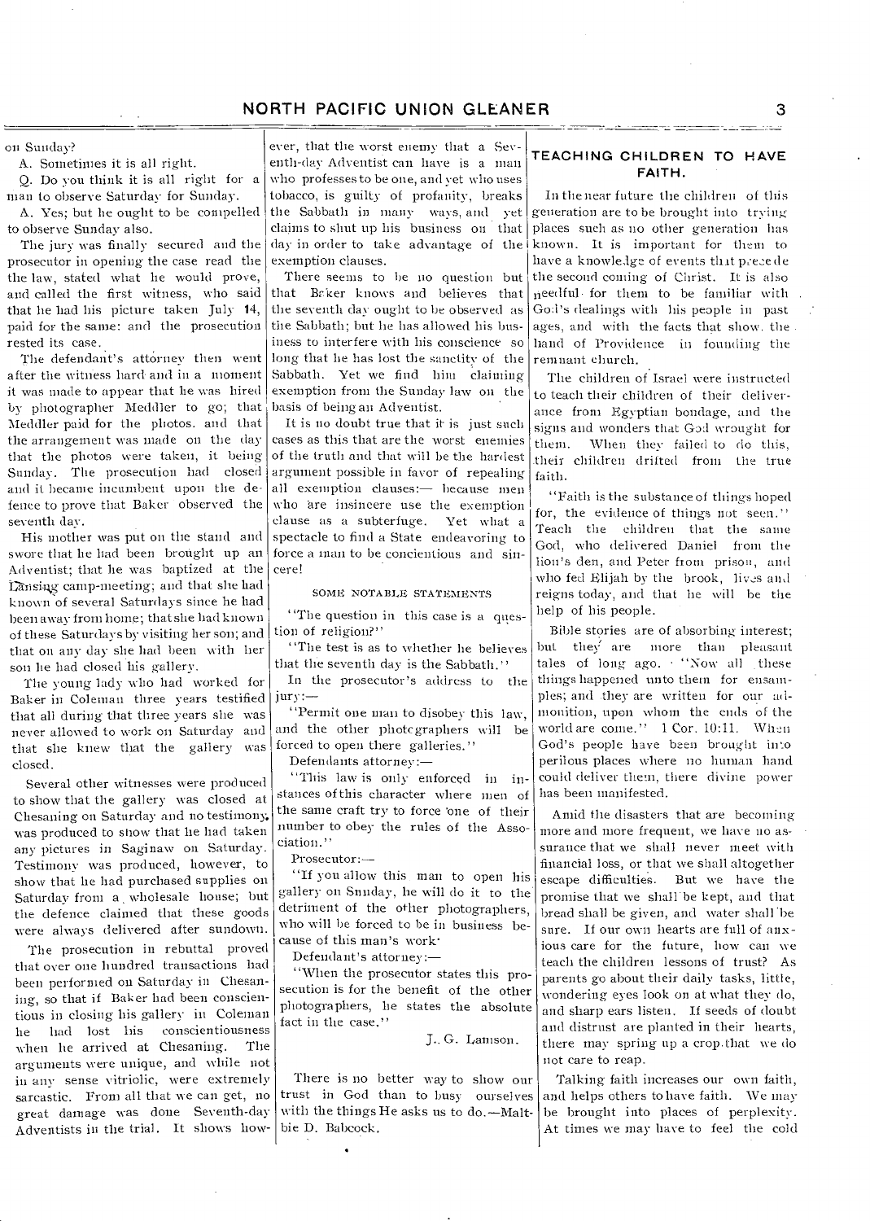on Sunday?

A. Sometimes it is all right.

Q. Do you think it is all right for a man to observe Saturday for Sunday.

A. Yes; but he ought to be compelled to observe Sunday also.

The jury was finally secured and the prosecutor in opening the case read the the law, stated what he would prove, and called the first witness, who said that he had his picture taken July 14, paid for the same: and the prosecution rested its case.

The defendant's attorney then went after the witness hard and in a moment it was made to appear that he was hired by photographer Meddler to go; that Meddler paid for the photos. and that the arrangement was made on the day that the photos were taken, it being Sunday. The prosecution had closed and it became incumbent upon the defence to prove that Baker observed the seventh day.

His mother was put on the stand and swore that he had been brought up an Adventist; that he was baptized at the Lansing camp-meeting; and that she had known of several Saturdays since he had been away from home; that she had known of these Saturdays by visiting her son; and that on any day she had been with her son he had closed his gallery.

The young lady who had worked for Baker in Coleman three years testified that all during that three years she was never allowed to work on Saturday and that she knew that the gallery was closed.

Several other witnesses were produced to show that the gallery was closed at Chesaning on Saturday and no testimony was produced to show that he had taken any pictures in Saginaw on Saturday. Testimony was produced, however, to show that he had purchased supplies on Saturday from a wholesale house; but the defence claimed that these goods were always delivered after sundown.

The prosecution in rebuttal proved that over one hundred transactions had been performed on Saturday in Chesaning, so that if Baker had been conscientious in closing his gallery in Coleman he had lost his conscientiousness when he arrived at Chesaning. The arguments were unique, and while not in any sense vitriolic, were extremely sarcastic. From all that we can get, no great damage was done Seventh-day Adventists in the trial. It shows however, that the worst enemy that a Seventh-day Adventist can have is a man who professes to be one, and yet who uses tobacco, is guilty of profanity, breaks the Sabbath in many ways, and yet claims to shut up his business on that day in order to take advantage of the exemption clauses.

There seems to be no question but that Baker knows and believes that the seventh day ought to be observed as the Sabbath; but he has allowed his business to interfere with his conscience so long that he has lost the sanctity of the Sabbath. Yet we find him claiming exemption from the Sunday law on the basis of being an Adventist.

It is no doubt true that it is just such cases as this that are the worst enemies of the truth and that will be the hardest argument possible in favor of repealing all exemption clauses:— because men who are insincere use the exemption clause as a subterfuge. Yet what a spectacle to find a State endeavoring to force a man to be concientious and sincere!

SOME NOTABLE STATEMENTS

"The question in this case is a question of religion?"

"The test is as to whether he believes that the seventh day is the Sabbath."

In the prosecutor's address to the jury:—

"Permit one man to disobey this law, and the other photographers will be forced to open there galleries."

Defendants attorney:—

"This law is only enforced in instances of this character where men of the same craft try to force one of their number to obey the rules of the Association."

Prosecutor:—

"If you allow this man to open his gallery on Sunday, he will do it to the detriment of the other photographers, who will be forced to be in business because of this man's work."

Defendant's attorney:—

"When the prosecutor states this prosecution is for the benefit of the other photographers, he states the absolute fact in the case."

J. G. Lamson.

There is no better way to show our trust in God than to busy ourselves with the things He asks us to do.—Maltbie D. Babcock.

## TEACHING CHILDREN TO HAVE FAITH.

In the near future the children of this generation are to be brought into trying places such as no other generation has known. It is important for them to have a knowledge of events that precede the second coming of Christ. It is also needful for them to be familiar with God's dealings with his people in past ages, and with the facts that show the hand of Providence in founding the remnant church.

The children of Israel were instructed to teach their children of their deliverance from Egyptian bondage, and the signs and wonders that God wrought for them. When they failed to do this, their children drifted from the true faith.

"Faith is the substance of things hoped for, the evidence of things not seen." Teach the children that the same God, who delivered Daniel from the lion's den, and Peter from prison, and who fed Elijah by the brook, lives and reigns today, and that he will be the help of his people.

Bible stories are of absorbing interest; but they are more than pleasant tales of long ago. "Now all these things happened unto them for ensamples; and they are written for our admonition, upon whom the ends of the world are come." 1 Cor. 10:11. When God's people have been brought into perilous places where no human hand could deliver them, there divine power has been manifested.

Amid the disasters that are becoming more and more frequent, we have no assurance that we shall never meet with financial loss, or that we shall altogether escape difficulties. But we have the promise that we shall be kept, and that bread shall be given, and water shall be sure. If our own hearts are full of anxious care for the future, how can we teach the children lessons of trust? As parents go about their daily tasks, little, wondering eyes look on at what they do, and sharp ears listen. If seeds of doubt and distrust are planted in their hearts, there may spring up a crop that we do not care to reap.

Talking faith increases our own faith, and helps others to have faith. We may be brought into places of perplexity. At times we may have to feel the cold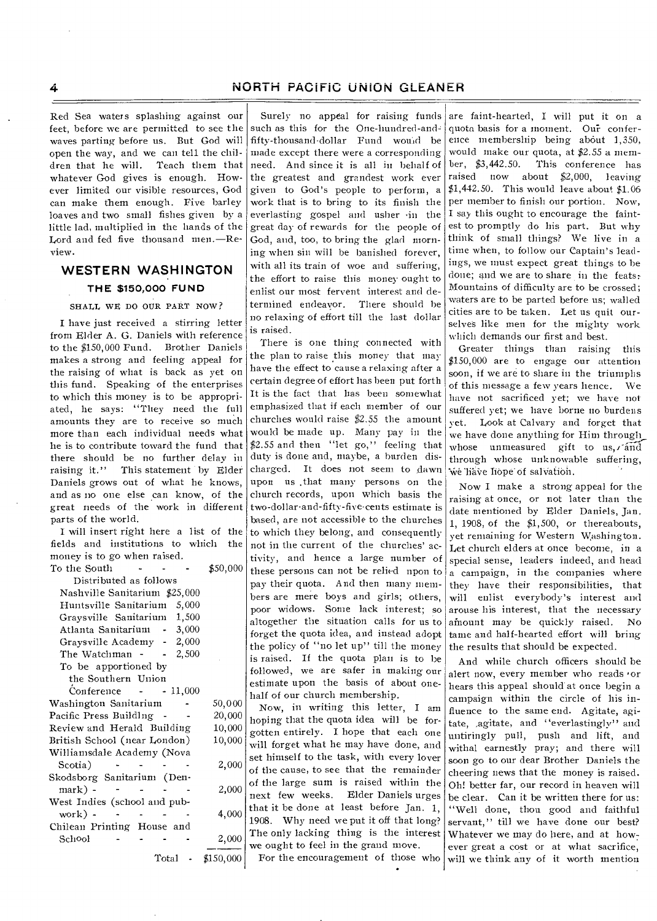Red Sea waters splashing against our feet, before we are permitted to see the waves parting before us. But God will open the way, and we can tell the children that he will. Teach them that whatever God gives is enough. However limited our visible resources, God can make them enough. Five barley loaves and two small fishes given by a little lad, multiplied in the hands of the Lord and fed five thousand men.—Review.

## WESTERN WASHINGTON

### THE $150,000 FUND

#### SHALL WE DO OUR PART NOW?

I have just received a stirring letter from Elder A. G. Daniels with reference to the $150,000 Fund. Brother Daniels makes a strong and feeling appeal for the raising of what is back as yet on this fund. Speaking of the enterprises to which this money is to be appropriated, he says: "They need the full amounts they are to receive so much more than each individual needs what he is to contribute toward the fund that there should be no further delay in raising it." This statement by Elder Daniels grows out of what he knows, and as no one else can know, of the great needs of the work in different parts of the world.

I will insert right here a list of the fields and institutions to which the money is to go when raised.

| | | |
|---|---|---|
| To the South | | $50,000 |
| Distributed as follows | | |
| Nashville Sanitarium | $25,000 | |
| Huntsville Sanitarium | 5,000 | |
| Graysville Sanitarium | 1,500 | |
| Atlanta Sanitarium | 3,000 | |
| Graysville Academy | 2,000 | |
| The Watchman | 2,500 | |
| To be apportioned by the Southern Union Conference | 11,000 | |
| Washington Sanitarium | | 50,000 |
| Pacific Press Building | | 20,000 |
| Review and Herald Building | | 10,000 |
| British School (near London) | | 10,000 |
| Williamsdale Academy (Nova Scotia) | | 2,000 |
| Skodsborg Sanitarium (Denmark) | | 2,000 |
| West Indies (school and publishing work) | | 4,000 |
| Chilean Printing House and School | | 2,000 |
| Total | | $150,000 |

Surely no appeal for raising funds such as this for the One-hundred-and-fifty-thousand-dollar Fund would be made except there were a corresponding need. And since it is all in behalf of the greatest and grandest work ever given to God's people to perform, a work that is to bring to its finish the everlasting gospel and usher in the great day of rewards for the people of God, and, too, to bring the glad morning when sin will be banished forever, with all its train of woe and suffering, the effort to raise this money ought to enlist our most fervent interest and determined endeavor. There should be no relaxing of effort till the last dollar is raised.

There is one thing connected with the plan to raise this money that may have the effect to cause a relaxing after a certain degree of effort has been put forth. It is the fact that has been somewhat emphasized that if each member of our churches would raise $2.55 the amount would be made up. Many pay in the $2.55 and then "let go," feeling that duty is done and, maybe, a burden discharged. It does not seem to dawn upon us that many persons on the church records, upon which basis the two-dollar-and-fifty-five-cents estimate is based, are not accessible to the churches to which they belong, and consequently not in the current of the churches' activity, and hence a large number of these persons can not be relied upon to pay their quota. And then many members are mere boys and girls; others, poor widows. Some lack interest; so altogether the situation calls for us to forget the quota idea, and instead adopt the policy of "no let up" till the money is raised. If the quota plan is to be followed, we are safer in making our estimate upon the basis of about one-half of our church membership.

Now, in writing this letter, I am hoping that the quota idea will be forgotten entirely. I hope that each one will forget what he may have done, and set himself to the task, with every lover of the cause, to see that the remainder of the large sum is raised within the next few weeks. Elder Daniels urges that it be done at least before Jan. 1, 1908. Why need we put it off that long? The only lacking thing is the interest we ought to feel in the grand move.

For the encouragement of those who are faint-hearted, I will put it on a quota basis for a moment. Our conference membership being about 1,350, would make our quota, at $2.55 a member, $3,442.50. This conference has raised now about $2,000, leaving $1,442.50. This would leave about $1.06 per member to finish our portion. Now, I say this ought to encourage the faintest to promptly do his part. But why think of small things? We live in a time when, to follow our Captain's leadings, we must expect great things to be done; and we are to share in the feats: Mountains of difficulty are to be crossed; waters are to be parted before us; walled cities are to be taken. Let us quit ourselves like men for the mighty work which demands our first and best.

Greater things than raising this $150,000 are to engage our attention soon, if we are to share in the triumphs of this message a few years hence. We have not sacrificed yet; we have not suffered yet; we have borne no burdens yet. Look at Calvary and forget that we have done anything for Him through whose unmeasured gift to us, and through whose unknowable suffering, we have hope of salvation.

Now I make a strong appeal for the raising at once, or not later than the date mentioned by Elder Daniels, Jan. 1, 1908, of the $1,500, or thereabouts, yet remaining for Western Washington. Let church elders at once become, in a special sense, leaders indeed, and head a campaign, in the companies where they have their responsibilities, that will enlist everybody's interest and arouse his interest, that the necessary amount may be quickly raised. No tame and half-hearted effort will bring the results that should be expected.

And while church officers should be alert now, every member who reads or hears this appeal should at once begin a campaign within the circle of his influence to the same end. Agitate, agitate, agitate, and "everlastingly" and untiringly pull, push and lift, and withal earnestly pray; and there will soon go to our dear Brother Daniels the cheering news that the money is raised. Oh! better far, our record in heaven will be clear. Can it be written there for us: "Well done, thou good and faithful servant," till we have done our best? Whatever we may do here, and at however great a cost or at what sacrifice, will we think any of it worth mention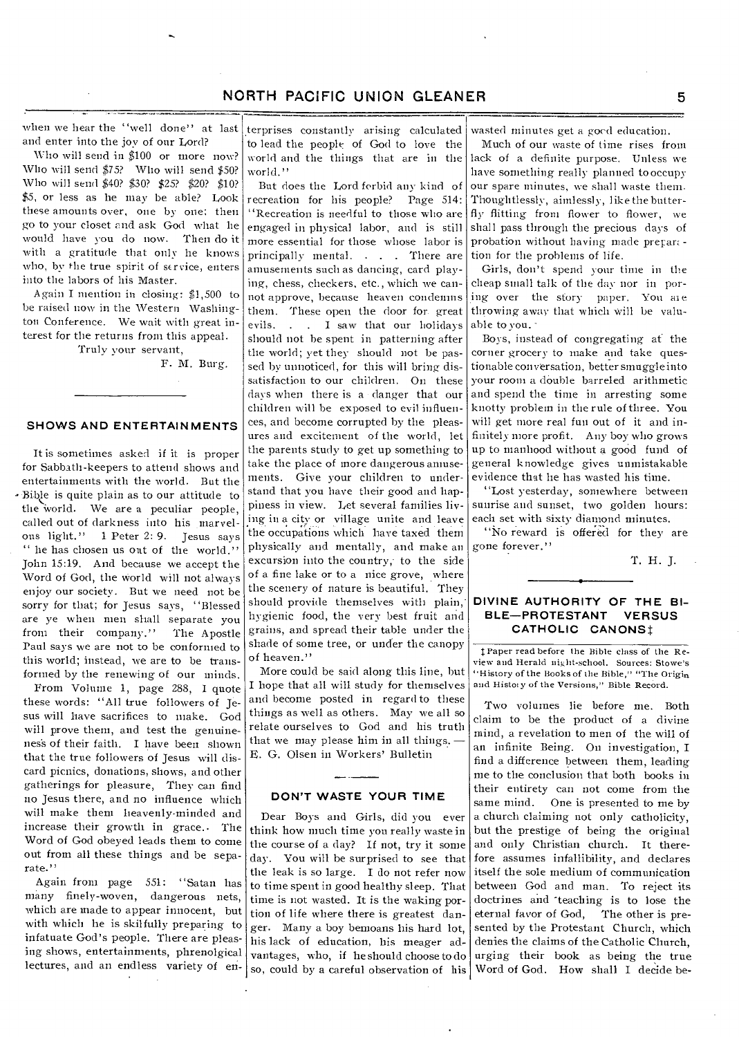when we hear the "well done" at last and enter into the joy of our Lord?

Who will send in $100 or more now? Who will send $75? Who will send $50? Who will send $40? $30? $25? $20? $10? $5, or less as he may be able? Look these amounts over, one by one: then go to your closet and ask God what he would have you do now. Then do it with a gratitude that only he knows who, by the true spirit of service, enters into the labors of his Master.

Again I mention in closing: $1,500 to be raised now in the Western Washington Conference. We wait with great interest for the returns from this appeal.

Truly your servant,

F. M. Burg.

## SHOWS AND ENTERTAINMENTS

It is sometimes asked if it is proper for Sabbath-keepers to attend shows and entertainments with the world. But the Bible is quite plain as to our attitude to the world. We are a peculiar people, called out of darkness into his marvelous light." 1 Peter 2: 9. Jesus says "he has chosen us out of the world." John 15:19. And because we accept the Word of God, the world will not always enjoy our society. But we need not be sorry for that; for Jesus says, "Blessed are ye when men shall separate you from their company." The Apostle Paul says we are not to be conformed to this world; instead, we are to be transformed by the renewing of our minds.

From Volume 1, page 288, I quote these words: "All true followers of Jesus will have sacrifices to make. God will prove them, and test the genuineness of their faith. I have been shown that the true followers of Jesus will discard picnics, donations, shows, and other gatherings for pleasure, They can find no Jesus there, and no influence which will make them heavenly-minded and increase their growth in grace. The Word of God obeyed leads them to come out from all these things and be separate."

Again from page 551: "Satan has many finely-woven, dangerous nets, which are made to appear innocent, but with which he is skilfully preparing to infatuate God's people. There are pleasing shows, entertainments, phrenolgical lectures, and an endless variety of enterprises constantly arising calculated to lead the people of God to love the world and the things that are in the world."

But does the Lord forbid any kind of recreation for his people? Page 514: "Recreation is needful to those who are engaged in physical labor, and is still more essential for those whose labor is principally mental. . . . There are amusements such as dancing, card playing, chess, checkers, etc., which we cannot approve, because heaven condemns them. These open the door for great evils. . . I saw that our holidays should not be spent in patterning after the world; yet they should not be passed by unnoticed, for this will bring dissatisfaction to our children. On these days when there is a danger that our children will be exposed to evil influences, and become corrupted by the pleasures and excitement of the world, let the parents study to get up something to take the place of more dangerous amusements. Give your children to understand that you have their good and happiness in view. Let several families living in a city or village unite and leave the occupations which have taxed them physically and mentally, and make an excursion into the country, to the side of a fine lake or to a nice grove, where the scenery of nature is beautiful. They should provide themselves with plain, hygienic food, the very best fruit and grains, and spread their table under the shade of some tree, or under the canopy of heaven."

More could be said along this line, but I hope that all will study for themselves and become posted in regard to these things as well as others. May we all so relate ourselves to God and his truth that we may please him in all things. — E. G. Olsen in Workers' Bulletin

## DON'T WASTE YOUR TIME

Dear Boys and Girls, did you ever think how much time you really waste in the course of a day? If not, try it some day. You will be surprised to see that the leak is so large. I do not refer now to time spent in good healthy sleep. That time is not wasted. It is the waking portion of life where there is greatest danger. Many a boy bemoans his hard lot, his lack of education, his meager advantages, who, if he should choose to do so, could by a careful observation of his wasted minutes get a good education.

Much of our waste of time rises from lack of a definite purpose. Unless we have something really planned to occupy our spare minutes, we shall waste them. Thoughtlessly, aimlessly, like the butterfly flitting from flower to flower, we shall pass through the precious days of probation without having made preparation for the problems of life.

Girls, don't spend your time in the cheap small talk of the day nor in poring over the story paper. You are throwing away that which will be valuable to you.

Boys, instead of congregating at the corner grocery to make and take questionable conversation, better smuggle into your room a double barreled arithmetic and spend the time in arresting some knotty problem in the rule of three. You will get more real fun out of it and infinitely more profit. Any boy who grows up to manhood without a good fund of general knowledge gives unmistakable evidence that he has wasted his time.

"Lost yesterday, somewhere between sunrise and sunset, two golden hours: each set with sixty diamond minutes.

"No reward is offered for they are gone forever."

T. H. J.

## DIVINE AUTHORITY OF THE BIBLE—PROTESTANT VERSUS CATHOLIC CANONS‡

‡ Paper read before the Bible class of the Review and Herald night-school. Sources: Stowe's "History of the Books of the Bible," "The Origin and History of the Versions," Bible Record.

Two volumes lie before me. Both claim to be the product of a divine mind, a revelation to men of the will of an infinite Being. On investigation, I find a difference between them, leading me to the conclusion that both books in their entirety can not come from the same mind. One is presented to me by a church claiming not only catholicity, but the prestige of being the original and only Christian church. It therefore assumes infallibility, and declares itself the sole medium of communication between God and man. To reject its doctrines and teaching is to lose the eternal favor of God, The other is presented by the Protestant Church, which denies the claims of the Catholic Church, urging their book as being the true Word of God. How shall I decide be-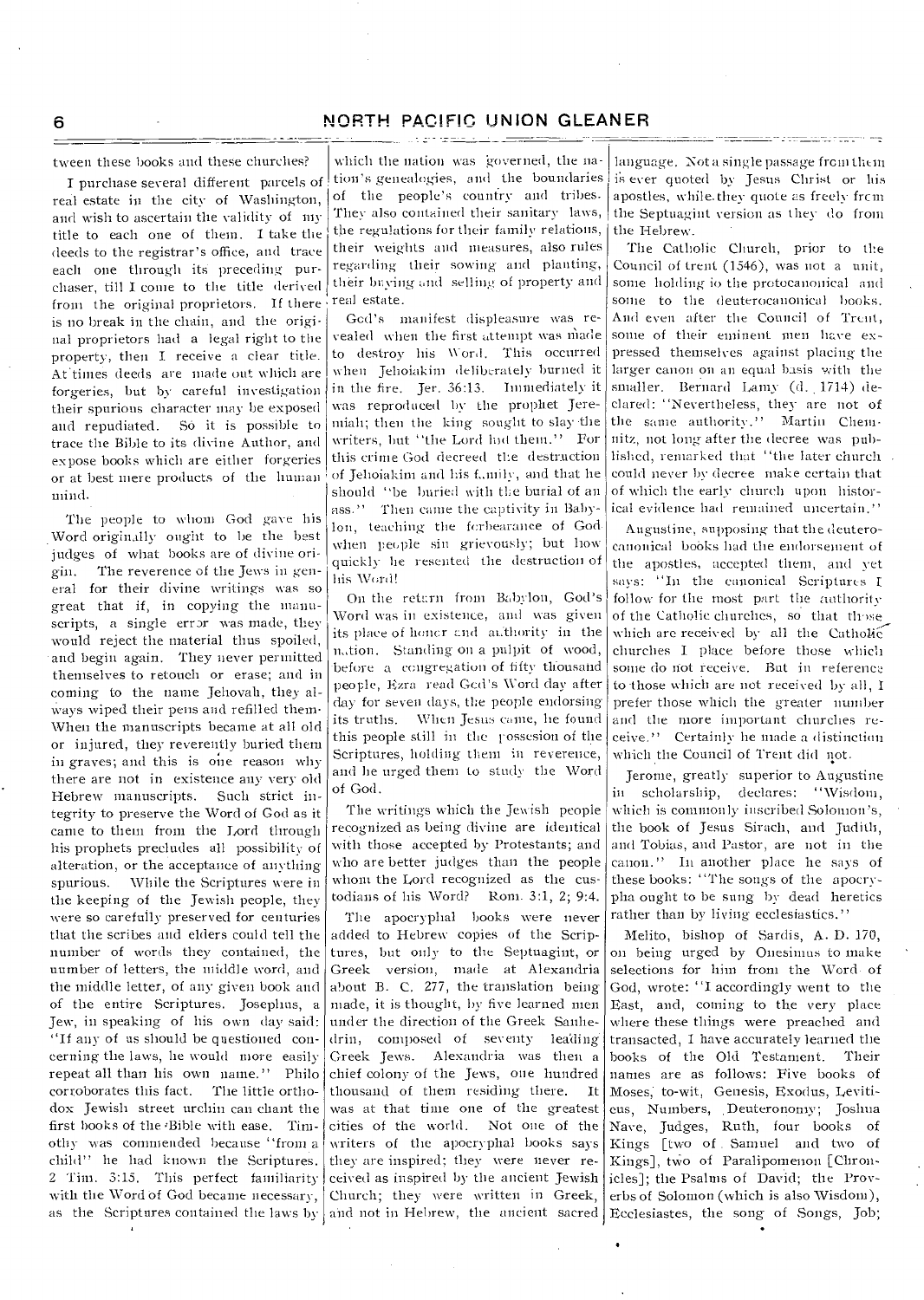tween these books and these churches?

I purchase several different parcels of real estate in the city of Washington, and wish to ascertain the validity of my title to each one of them. I take the deeds to the registrar's office, and trace each one through its preceding purchaser, till I come to the title derived from the original proprietors. If there is no break in the chain, and the original proprietors had a legal right to the property, then I receive a clear title. At times deeds are made out which are forgeries, but by careful investigation their spurious character may be exposed and repudiated. So it is possible to trace the Bible to its divine Author, and expose books which are either forgeries or at best mere products of the human mind.

The people to whom God gave his Word originally ought to be the best judges of what books are of divine origin. The reverence of the Jews in general for their divine writings was so great that if, in copying the manuscripts, a single error was made, they would reject the material thus spoiled, and begin again. They never permitted themselves to retouch or erase; and in coming to the name Jehovah, they always wiped their pens and refilled them. When the manuscripts became at all old or injured, they reverently buried them in graves; and this is one reason why there are not in existence any very old Hebrew manuscripts. Such strict integrity to preserve the Word of God as it came to them from the Lord through his prophets precludes all possibility of alteration, or the acceptance of anything spurious. While the Scriptures were in the keeping of the Jewish people, they were so carefully preserved for centuries that the scribes and elders could tell the number of words they contained, the number of letters, the middle word, and the middle letter, of any given book and of the entire Scriptures. Josephus, a Jew, in speaking of his own day said: "If any of us should be questioned concerning the laws, he would more easily repeat all than his own name." Philo corroborates this fact. The little orthodox Jewish street urchin can chant the first books of the Bible with ease. Timothy was commended because "from a child" he had known the Scriptures. 2 Tim. 3:15. This perfect familiarity with the Word of God became necessary, as the Scriptures contained the laws by which the nation was governed, the nation's genealogies, and the boundaries of the people's country and tribes. They also contained their sanitary laws, the regulations for their family relations, their weights and measures, also rules regarding their sowing and planting, their buying and selling of property and real estate.

God's manifest displeasure was revealed when the first attempt was made to destroy his Word. This occurred when Jehoiakim deliberately burned it in the fire. Jer. 36:13. Immediately it was reproduced by the prophet Jeremiah; then the king sought to slay the writers, but "the Lord hid them." For this crime God decreed the destruction of Jehoiakim and his family, and that he should "be buried with the burial of an ass." Then came the captivity in Babylon, teaching the forbearance of God when people sin grievously; but how quickly he resented the destruction of his Word!

On the return from Babylon, God's Word was in existence, and was given its place of honor and authority in the nation. Standing on a pulpit of wood, before a congregation of fifty thousand people, Ezra read God's Word day after day for seven days, the people endorsing its truths. When Jesus came, he found this people still in the possesion of the Scriptures, holding them in reverence, and he urged them to study the Word of God.

The writings which the Jewish people recognized as being divine are identical with those accepted by Protestants; and who are better judges than the people whom the Lord recognized as the custodians of his Word? Rom. 3:1, 2; 9:4.

The apocryphal books were never added to Hebrew copies of the Scriptures, but only to the Septuagint, or Greek version, made at Alexandria about B. C. 277, the translation being made, it is thought, by five learned men under the direction of the Greek Sanhedrin, composed of seventy leading Greek Jews. Alexandria was then a chief colony of the Jews, one hundred thousand of them residing there. It was at that time one of the greatest cities of the world. Not one of the writers of the apocryphal books says they are inspired; they were never received as inspired by the ancient Jewish Church; they were written in Greek, and not in Hebrew, the ancient sacred language. Not a single passage from them is ever quoted by Jesus Christ or his apostles, while they quote as freely from the Septuagint version as they do from the Hebrew.

The Catholic Church, prior to the Council of trent (1546), was not a unit, some holding to the protocanonical and some to the deuterocanonical books. And even after the Council of Trent, some of their eminent men have expressed themselves against placing the larger canon on an equal basis with the smaller. Bernard Lamy (d. 1714) declared: "Nevertheless, they are not of the same authority." Martin Chemnitz, not long after the decree was published, remarked that "the later church could never by decree make certain that of which the early church upon historical evidence had remained uncertain."

Augustine, supposing that the deuterocanonical books had the endorsement of the apostles, accepted them, and yet says: "In the canonical Scriptures I follow for the most part the authority of the Catholic churches, so that those which are received by all the Catholic churches I place before those which some do not receive. But in reference to those which are not received by all, I prefer those which the greater number and the more important churches receive." Certainly he made a distinction which the Council of Trent did not.

Jerome, greatly superior to Augustine in scholarship, declares: "Wisdom, which is commonly inscribed Solomon's, the book of Jesus Sirach, and Judith, and Tobias, and Pastor, are not in the canon." In another place he says of these books: "The songs of the apocrypha ought to be sung by dead heretics rather than by living ecclesiastics."

Melito, bishop of Sardis, A. D. 170, on being urged by Onesimus to make selections for him from the Word of God, wrote: "I accordingly went to the East, and, coming to the very place where these things were preached and transacted, I have accurately learned the books of the Old Testament. Their names are as follows: Five books of Moses, to-wit, Genesis, Exodus, Leviticus, Numbers, Deuteronomy; Joshua Nave, Judges, Ruth, four books of Kings [two of Samuel and two of Kings], two of Paralipomenon [Chronicles]; the Psalms of David; the Proverbs of Solomon (which is also Wisdom), Ecclesiastes, the song of Songs, Job;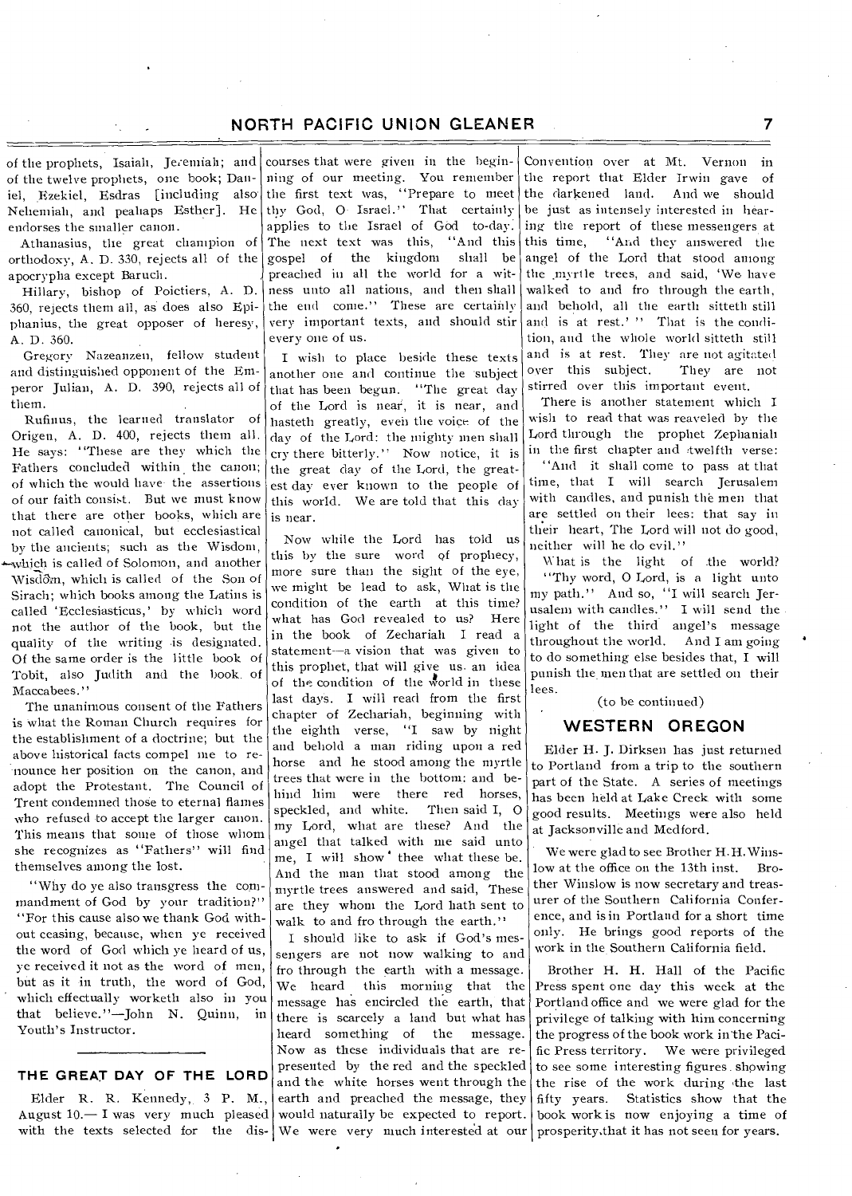of the prophets, Isaiah, Jeremiah; and of the twelve prophets, one book; Daniel, Ezekiel, Esdras [including also Nehemiah, and pealiaps Esther]. He endorses the smaller canon.

Athanasius, the great champion of orthodoxy, A. D. 330, rejects all of the apocrypha except Baruch.

Hillary, bishop of Poictiers, A. D. 360, rejects them all, as does also Epiphanius, the great opposer of heresy, A. D. 360.

Gregory Nazeanzen, fellow student and distinguished opponent of the Emperor Julian, A. D. 390, rejects all of them.

Rufinus, the learned translator of Origen, A. D. 400, rejects them all. He says: "These are they which the Fathers concluded within the canon; of which the would have the assertions of our faith consist. But we must know that there are other books, which are not called canonical, but ecclesiastical by the ancients; such as the Wisdom, which is called of Solomon, and another Wisdom, which is called of the Son of Sirach; which books among the Latins is called 'Ecclesiasticus,' by which word not the author of the book, but the quality of the writing is designated. Of the same order is the little book of Tobit, also Judith and the book of Maccabees."

The unanimous consent of the Fathers is what the Roman Church requires for the establishment of a doctrine; but the above historical facts compel me to renounce her position on the canon, and adopt the Protestant. The Council of Trent condemned those to eternal flames who refused to accept the larger canon. This means that some of those whom she recognizes as "Fathers" will find themselves among the lost.

"Why do ye also transgress the commandment of God by your tradition?" "For this cause also we thank God without ceasing, because, when ye received the word of God which ye heard of us, ye received it not as the word of men, but as it in truth, the word of God, which effectually worketh also in you that believe."—John N. Quinn, in Youth's Instructor.

---

## THE GREAT DAY OF THE LORD

Elder R. R. Kennedy, 3 P. M., August 10.— I was very much pleased with the texts selected for the discourses that were given in the beginning of our meeting. You remember the first text was, "Prepare to meet thy God, O Israel." That certainly applies to the Israel of God to-day. The next text was this, "And this gospel of the kingdom shall be preached in all the world for a witness unto all nations, and then shall the end come." These are certainly very important texts, and should stir every one of us.

I wish to place beside these texts another one and continue the subject that has been begun. "The great day of the Lord is near, it is near, and hasteth greatly, even the voice of the day of the Lord: the mighty men shall cry there bitterly." Now notice, it is the great day of the Lord, the greatest day ever known to the people of this world. We are told that this day is near.

Now while the Lord has told us this by the sure word of prophecy, more sure than the sight of the eye, we might be lead to ask, What is the condition of the earth at this time? what has God revealed to us? Here in the book of Zechariah I read a statement—a vision that was given to this prophet, that will give us an idea of the condition of the world in these last days. I will read from the first chapter of Zechariah, beginning with the eighth verse, "I saw by night and behold a man riding upon a red horse and he stood among the myrtle trees that were in the bottom; and behind him were there red horses, speckled, and white. Then said I, O my Lord, what are these? And the angel that talked with me said unto me, I will show thee what these be. And the man that stood among the myrtle trees answered and said, These are they whom the Lord hath sent to walk to and fro through the earth."

I should like to ask if God's messengers are not now walking to and fro through the earth with a message. We heard this morning that the message has encircled the earth, that there is scarcely a land but what has heard something of the message. Now as these individuals that are represented by the red and the speckled and the white horses went through the earth and preached the message, they would naturally be expected to report. We were very much interested at our Convention over at Mt. Vernon in the report that Elder Irwin gave of the darkened land. And we should be just as intensely interested in hearing the report of these messengers at this time, "And they answered the angel of the Lord that stood among the myrtle trees, and said, 'We have walked to and fro through the earth, and behold, all the earth sitteth still and is at rest.' " That is the condition, and the whole world sitteth still and is at rest. They are not agitated over this subject. They are not stirred over this important event.

There is another statement which I wish to read that was reaveled by the Lord through the prophet Zephaniah in the first chapter and twelfth verse:

"And it shall come to pass at that time, that I will search Jerusalem with candles, and punish the men that are settled on their lees: that say in their heart, The Lord will not do good, neither will he do evil."

What is the light of the world? "Thy word, O Lord, is a light unto my path." And so, "I will search Jerusalem with candles." I will send the light of the third angel's message throughout the world. And I am going to do something else besides that, I will punish the men that are settled on their lees.

(to be continued)

## WESTERN OREGON

Elder H. J. Dirksen has just returned to Portland from a trip to the southern part of the State. A series of meetings has been held at Lake Creek with some good results. Meetings were also held at Jacksonville and Medford.

We were glad to see Brother H. H. Winslow at the office on the 13th inst. Brother Winslow is now secretary and treasurer of the Southern California Conference, and is in Portland for a short time only. He brings good reports of the work in the Southern California field.

Brother H. H. Hall of the Pacific Press spent one day this week at the Portland office and we were glad for the privilege of talking with him concerning the progress of the book work in the Pacific Press territory. We were privileged to see some interesting figures showing the rise of the work during the last fifty years. Statistics show that the book work is now enjoying a time of prosperity that it has not seen for years.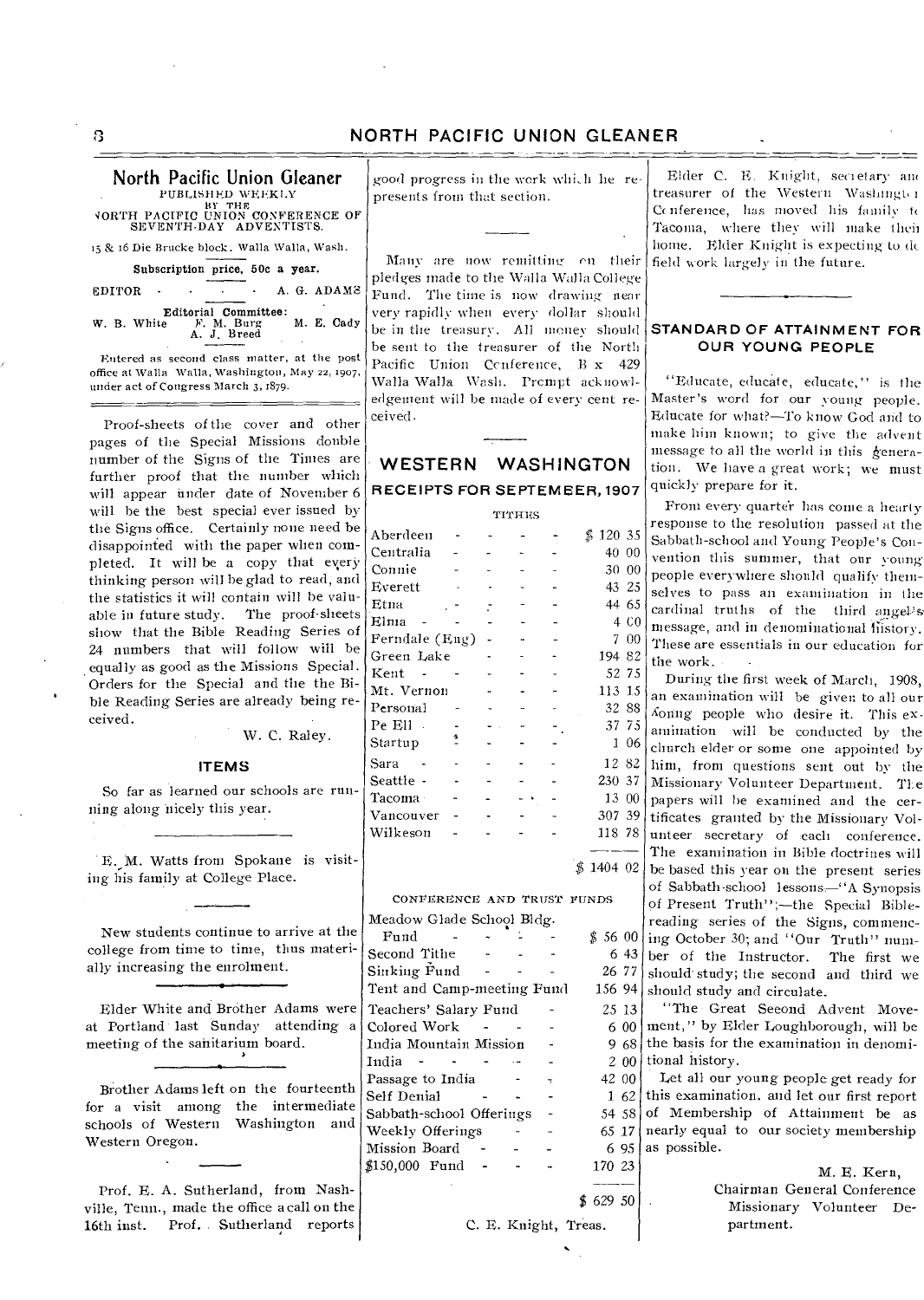## North Pacific Union Gleaner

PUBLISHED WEEKLY BY THE NORTH PACIFIC UNION CONFERENCE OF SEVENTH-DAY ADVENTISTS.

15 & 16 Die Brucke block. Walla Walla, Wash.

Subscription price, 50c a year.

EDITOR - - - - A. G. ADAMS

Editorial Committee:
W. B. White F. M. Burg M. E. Cady
A. J. Breed

Entered as second class matter, at the post office at Walla Walla, Washington, May 22, 1907, under act of Congress March 3, 1879.

Proof-sheets of the cover and other pages of the Special Missions double number of the Signs of the Times are further proof that the number which will appear under date of November 6 will be the best special ever issued by the Signs office. Certainly none need be disappointed with the paper when completed. It will be a copy that every thinking person will be glad to read, and the statistics it will contain will be valuable in future study. The proof-sheets show that the Bible Reading Series of 24 numbers that will follow will be equally as good as the Missions Special. Orders for the Special and the Bible Reading Series are already being received.

W. C. Raley.

### ITEMS

So far as learned our schools are running along nicely this year.

E. M. Watts from Spokane is visiting his family at College Place.

New students continue to arrive at the college from time to time, thus materially increasing the enrolment.

Elder White and Brother Adams were at Portland last Sunday attending a meeting of the sanitarium board.

Brother Adams left on the fourteenth for a visit among the intermediate schools of Western Washington and Western Oregon.

Prof. E. A. Sutherland, from Nashville, Tenn., made the office a call on the 16th inst. Prof. Sutherland reports good progress in the work which he represents from that section.

Many are now remitting on their pledges made to the Walla Walla College Fund. The time is now drawing near very rapidly when every dollar should be in the treasury. All money should be sent to the treasurer of the North Pacific Union Conference, B x 429 Walla Walla Wash. Prompt acknowledgement will be made of every cent received.

## WESTERN WASHINGTON

### RECEIPTS FOR SEPTEMEER, 1907

TITHES

| | |
|---|---|
| Aberdeen | $ 120 35 |
| Centralia | 40 00 |
| Connie | 30 00 |
| Everett | 43 25 |
| Etna | 44 65 |
| Elma | 4 00 |
| Ferndale (Eng) | 7 00 |
| Green Lake | 194 82 |
| Kent | 52 75 |
| Mt. Vernon | 113 15 |
| Personal | 32 88 |
| Pe Ell | 37 75 |
| Startup | 1 06 |
| Sara | 12 82 |
| Seattle | 230 37 |
| Tacoma | 13 00 |
| Vancouver | 307 39 |
| Wilkeson | 118 78 |
| | $ 1404 02 |

CONFERENCE AND TRUST FUNDS

| | |
|---|---|
| Meadow Glade School Bldg. Fund | $ 56 00 |
| Second Tithe | 6 43 |
| Sinking Fund | 26 77 |
| Tent and Camp-meeting Fund | 156 94 |
| Teachers' Salary Fund | 25 13 |
| Colored Work | 6 00 |
| India Mountain Mission | 9 68 |
| India | 2 00 |
| Passage to India | 42 00 |
| Self Denial | 1 62 |
| Sabbath-school Offerings | 54 58 |
| Weekly Offerings | 65 17 |
| Mission Board | 6 95 |
| $150,000 Fund | 170 23 |
| | $ 629 50 |

C. E. Knight, Treas.

Elder C. E. Knight, secretary and treasurer of the Western Washington Conference, has moved his family to Tacoma, where they will make their home. Elder Knight is expecting to do field work largely in the future.

### STANDARD OF ATTAINMENT FOR OUR YOUNG PEOPLE

"Educate, educate, educate," is the Master's word for our young people. Educate for what?—To know God and to make him known; to give the advent message to all the world in this generation. We have a great work; we must quickly prepare for it.

From every quarter has come a hearty response to the resolution passed at the Sabbath-school and Young People's Convention this summer, that our young people everywhere should qualify themselves to pass an examination in the cardinal truths of the third angel's message, and in denominational history. These are essentials in our education for the work.

During the first week of March, 1908, an examination will be given to all our young people who desire it. This examination will be conducted by the church elder or some one appointed by him, from questions sent out by the Missionary Volunteer Department. The papers will be examined and the certificates granted by the Missionary Volunteer secretary of each conference. The examination in Bible doctrines will be based this year on the present series of Sabbath-school lessons—"A Synopsis of Present Truth";—the Special Bible-reading series of the Signs, commencing October 30; and "Our Truth" number of the Instructor. The first we should study; the second and third we should study and circulate.

"The Great Second Advent Movement," by Elder Loughborough, will be the basis for the examination in denomitional history.

Let all our young people get ready for this examination, and let our first report of Membership of Attainment be as nearly equal to our society membership as possible.

M. E. Kern,
Chairman General Conference Missionary Volunteer Department.